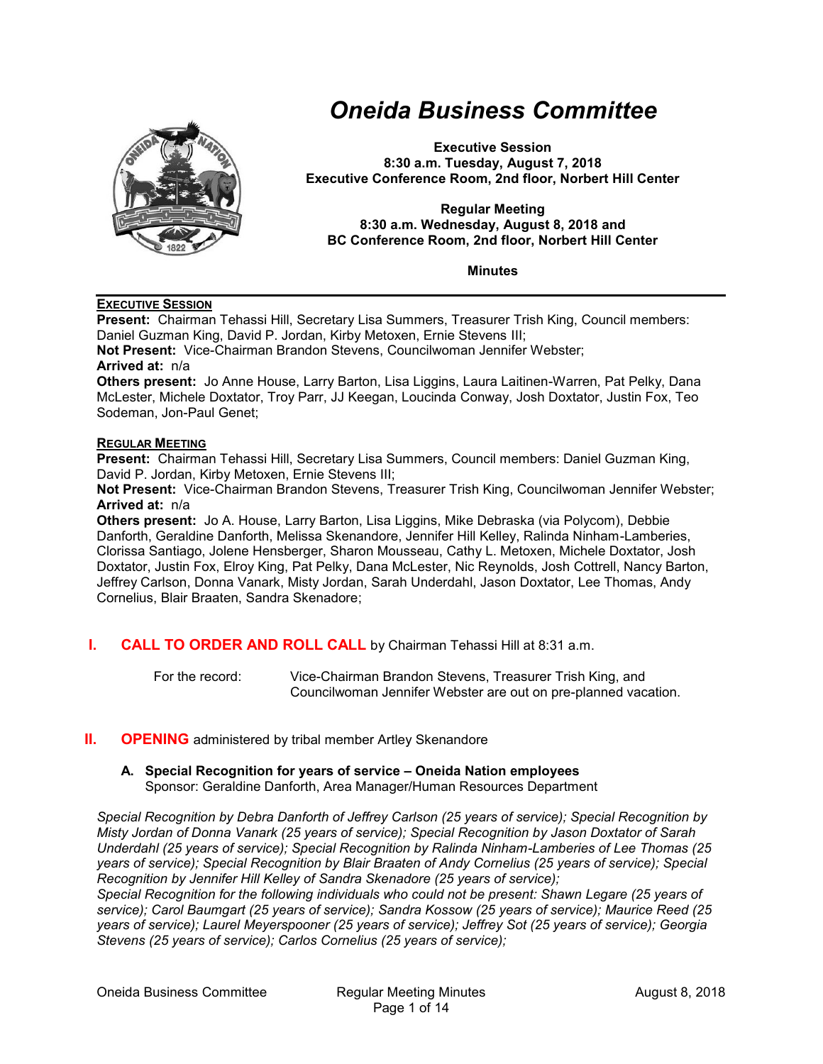# Oneida Business Committee

**Executive Session**
**8:30 a.m. Tuesday, August 7, 2018**
**Executive Conference Room, 2nd floor, Norbert Hill Center**

**Regular Meeting**
**8:30 a.m. Wednesday, August 8, 2018 and**
**BC Conference Room, 2nd floor, Norbert Hill Center**

**Minutes**

---

**EXECUTIVE SESSION**

**Present:** Chairman Tehassi Hill, Secretary Lisa Summers, Treasurer Trish King, Council members: Daniel Guzman King, David P. Jordan, Kirby Metoxen, Ernie Stevens III;
**Not Present:** Vice-Chairman Brandon Stevens, Councilwoman Jennifer Webster;
**Arrived at:** n/a
**Others present:** Jo Anne House, Larry Barton, Lisa Liggins, Laura Laitinen-Warren, Pat Pelky, Dana McLester, Michele Doxtator, Troy Parr, JJ Keegan, Loucinda Conway, Josh Doxtator, Justin Fox, Teo Sodeman, Jon-Paul Genet;

**REGULAR MEETING**

**Present:** Chairman Tehassi Hill, Secretary Lisa Summers, Council members: Daniel Guzman King, David P. Jordan, Kirby Metoxen, Ernie Stevens III;
**Not Present:** Vice-Chairman Brandon Stevens, Treasurer Trish King, Councilwoman Jennifer Webster;
**Arrived at:** n/a
**Others present:** Jo A. House, Larry Barton, Lisa Liggins, Mike Debraska (via Polycom), Debbie Danforth, Geraldine Danforth, Melissa Skenandore, Jennifer Hill Kelley, Ralinda Ninham-Lamberies, Clorissa Santiago, Jolene Hensberger, Sharon Mousseau, Cathy L. Metoxen, Michele Doxtator, Josh Doxtator, Justin Fox, Elroy King, Pat Pelky, Dana McLester, Nic Reynolds, Josh Cottrell, Nancy Barton, Jeffrey Carlson, Donna Vanark, Misty Jordan, Sarah Underdahl, Jason Doxtator, Lee Thomas, Andy Cornelius, Blair Braaten, Sandra Skenadore;

## I. CALL TO ORDER AND ROLL CALL by Chairman Tehassi Hill at 8:31 a.m.

For the record: Vice-Chairman Brandon Stevens, Treasurer Trish King, and Councilwoman Jennifer Webster are out on pre-planned vacation.

## II. OPENING administered by tribal member Artley Skenandore

### A. Special Recognition for years of service – Oneida Nation employees
Sponsor: Geraldine Danforth, Area Manager/Human Resources Department

*Special Recognition by Debra Danforth of Jeffrey Carlson (25 years of service); Special Recognition by Misty Jordan of Donna Vanark (25 years of service); Special Recognition by Jason Doxtator of Sarah Underdahl (25 years of service); Special Recognition by Ralinda Ninham-Lamberies of Lee Thomas (25 years of service); Special Recognition by Blair Braaten of Andy Cornelius (25 years of service); Special Recognition by Jennifer Hill Kelley of Sandra Skenadore (25 years of service);*
*Special Recognition for the following individuals who could not be present: Shawn Legare (25 years of service); Carol Baumgart (25 years of service); Sandra Kossow (25 years of service); Maurice Reed (25 years of service); Laurel Meyerspooner (25 years of service); Jeffrey Sot (25 years of service); Georgia Stevens (25 years of service); Carlos Cornelius (25 years of service);*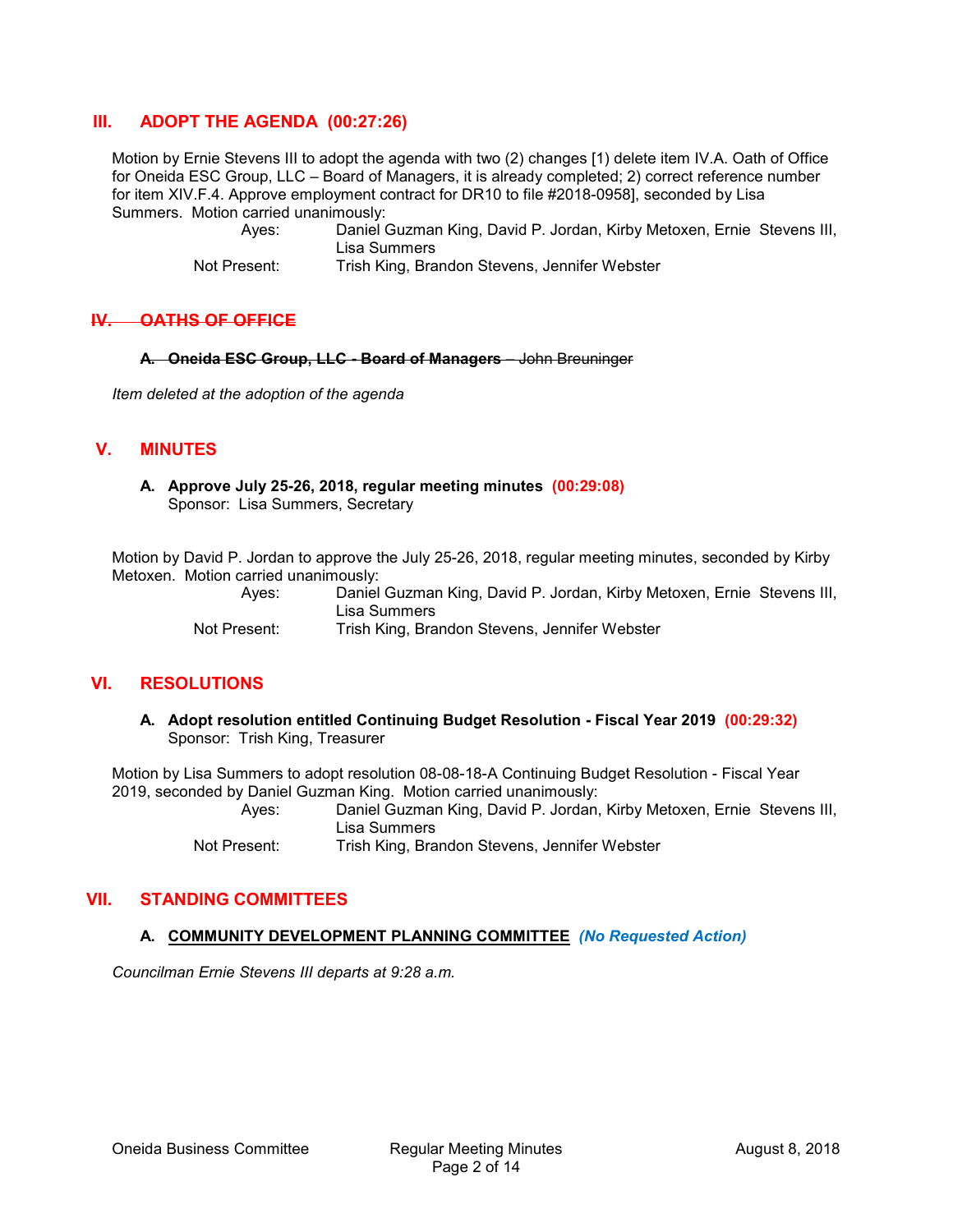## III. ADOPT THE AGENDA (00:27:26)

Motion by Ernie Stevens III to adopt the agenda with two (2) changes [1) delete item IV.A. Oath of Office for Oneida ESC Group, LLC – Board of Managers, it is already completed; 2) correct reference number for item XIV.F.4. Approve employment contract for DR10 to file #2018-0958], seconded by Lisa Summers. Motion carried unanimously:

Ayes: Daniel Guzman King, David P. Jordan, Kirby Metoxen, Ernie Stevens III, Lisa Summers

Not Present: Trish King, Brandon Stevens, Jennifer Webster

## ~~IV. OATHS OF OFFICE~~

~~**A. Oneida ESC Group, LLC - Board of Managers** – John Breuninger~~

*Item deleted at the adoption of the agenda*

## V. MINUTES

**A. Approve July 25-26, 2018, regular meeting minutes (00:29:08)**
Sponsor: Lisa Summers, Secretary

Motion by David P. Jordan to approve the July 25-26, 2018, regular meeting minutes, seconded by Kirby Metoxen. Motion carried unanimously:

Ayes: Daniel Guzman King, David P. Jordan, Kirby Metoxen, Ernie Stevens III, Lisa Summers

Not Present: Trish King, Brandon Stevens, Jennifer Webster

## VI. RESOLUTIONS

**A. Adopt resolution entitled Continuing Budget Resolution - Fiscal Year 2019 (00:29:32)**
Sponsor: Trish King, Treasurer

Motion by Lisa Summers to adopt resolution 08-08-18-A Continuing Budget Resolution - Fiscal Year 2019, seconded by Daniel Guzman King. Motion carried unanimously:

Ayes: Daniel Guzman King, David P. Jordan, Kirby Metoxen, Ernie Stevens III, Lisa Summers

Not Present: Trish King, Brandon Stevens, Jennifer Webster

## VII. STANDING COMMITTEES

**A. COMMUNITY DEVELOPMENT PLANNING COMMITTEE** *(No Requested Action)*

*Councilman Ernie Stevens III departs at 9:28 a.m.*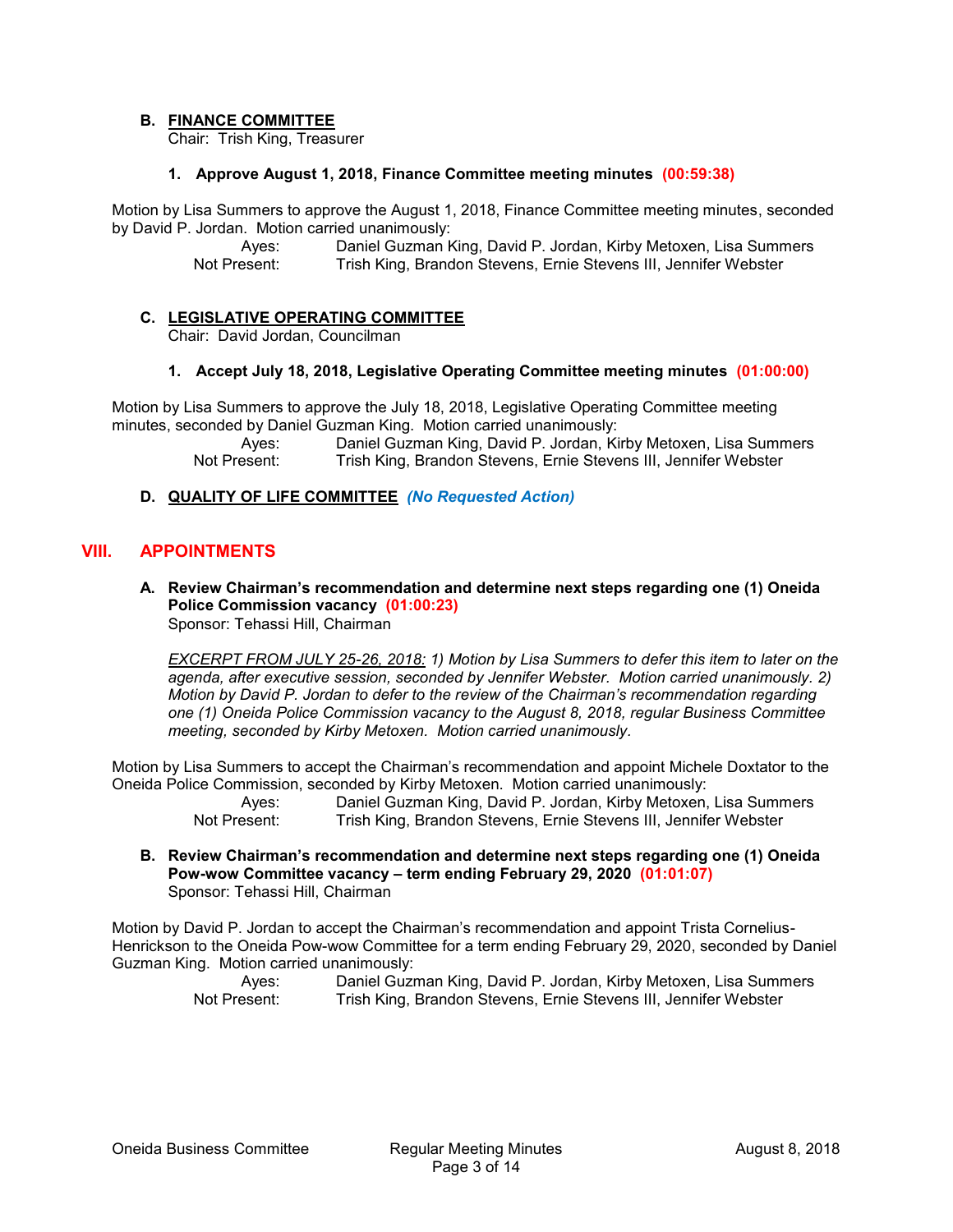### B. FINANCE COMMITTEE

Chair: Trish King, Treasurer

#### 1. Approve August 1, 2018, Finance Committee meeting minutes (00:59:38)

Motion by Lisa Summers to approve the August 1, 2018, Finance Committee meeting minutes, seconded by David P. Jordan. Motion carried unanimously:

Ayes: Daniel Guzman King, David P. Jordan, Kirby Metoxen, Lisa Summers
Not Present: Trish King, Brandon Stevens, Ernie Stevens III, Jennifer Webster

### C. LEGISLATIVE OPERATING COMMITTEE

Chair: David Jordan, Councilman

#### 1. Accept July 18, 2018, Legislative Operating Committee meeting minutes (01:00:00)

Motion by Lisa Summers to approve the July 18, 2018, Legislative Operating Committee meeting minutes, seconded by Daniel Guzman King. Motion carried unanimously:

Ayes: Daniel Guzman King, David P. Jordan, Kirby Metoxen, Lisa Summers
Not Present: Trish King, Brandon Stevens, Ernie Stevens III, Jennifer Webster

### D. QUALITY OF LIFE COMMITTEE *(No Requested Action)*

## VIII. APPOINTMENTS

### A. Review Chairman's recommendation and determine next steps regarding one (1) Oneida Police Commission vacancy (01:00:23)

Sponsor: Tehassi Hill, Chairman

*EXCERPT FROM JULY 25-26, 2018: 1) Motion by Lisa Summers to defer this item to later on the agenda, after executive session, seconded by Jennifer Webster. Motion carried unanimously. 2) Motion by David P. Jordan to defer to the review of the Chairman's recommendation regarding one (1) Oneida Police Commission vacancy to the August 8, 2018, regular Business Committee meeting, seconded by Kirby Metoxen. Motion carried unanimously.*

Motion by Lisa Summers to accept the Chairman's recommendation and appoint Michele Doxtator to the Oneida Police Commission, seconded by Kirby Metoxen. Motion carried unanimously:

Ayes: Daniel Guzman King, David P. Jordan, Kirby Metoxen, Lisa Summers
Not Present: Trish King, Brandon Stevens, Ernie Stevens III, Jennifer Webster

### B. Review Chairman's recommendation and determine next steps regarding one (1) Oneida Pow-wow Committee vacancy – term ending February 29, 2020 (01:01:07)

Sponsor: Tehassi Hill, Chairman

Motion by David P. Jordan to accept the Chairman's recommendation and appoint Trista Cornelius-Henrickson to the Oneida Pow-wow Committee for a term ending February 29, 2020, seconded by Daniel Guzman King. Motion carried unanimously:

Ayes: Daniel Guzman King, David P. Jordan, Kirby Metoxen, Lisa Summers
Not Present: Trish King, Brandon Stevens, Ernie Stevens III, Jennifer Webster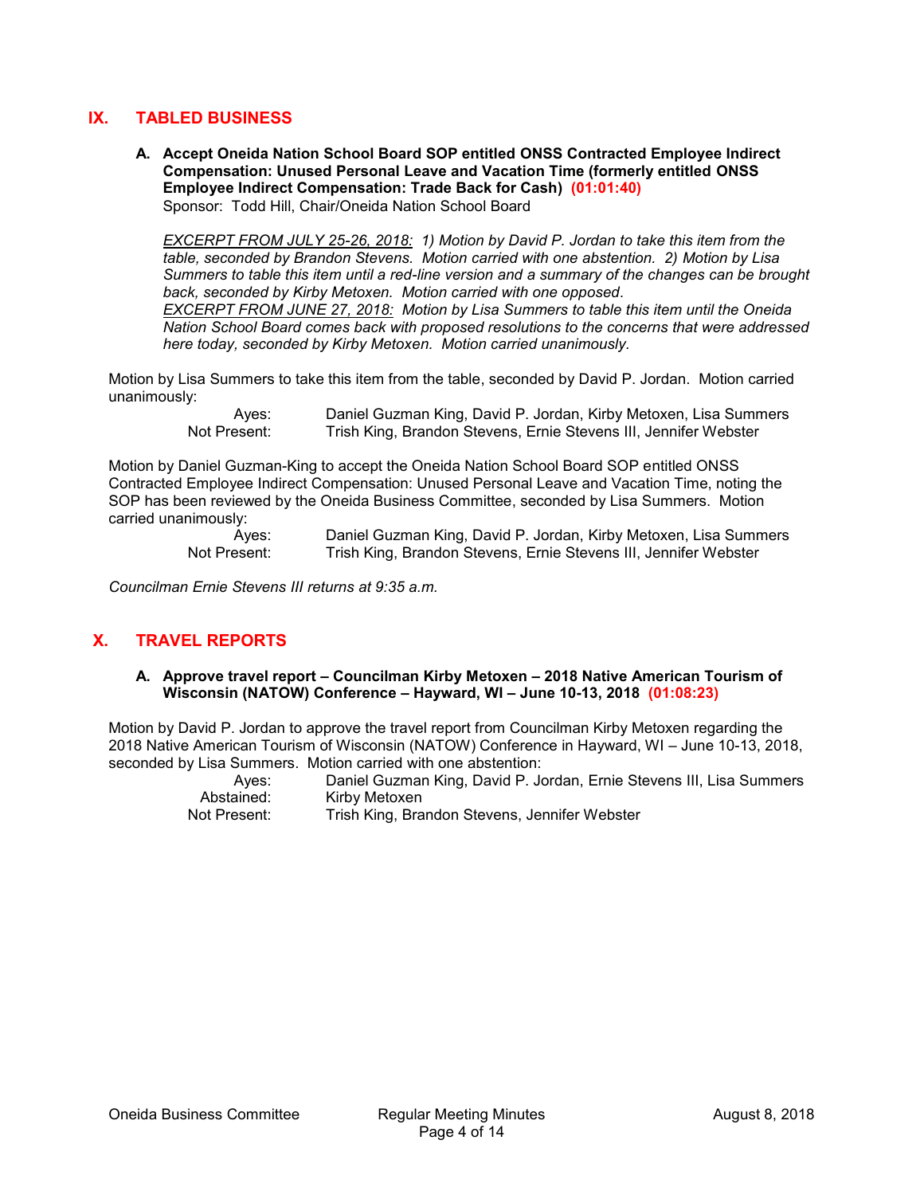## IX. TABLED BUSINESS

**A. Accept Oneida Nation School Board SOP entitled ONSS Contracted Employee Indirect Compensation: Unused Personal Leave and Vacation Time (formerly entitled ONSS Employee Indirect Compensation: Trade Back for Cash) (01:01:40)**
Sponsor: Todd Hill, Chair/Oneida Nation School Board

*EXCERPT FROM JULY 25-26, 2018: 1) Motion by David P. Jordan to take this item from the table, seconded by Brandon Stevens. Motion carried with one abstention. 2) Motion by Lisa Summers to table this item until a red-line version and a summary of the changes can be brought back, seconded by Kirby Metoxen. Motion carried with one opposed.*
*EXCERPT FROM JUNE 27, 2018: Motion by Lisa Summers to table this item until the Oneida Nation School Board comes back with proposed resolutions to the concerns that were addressed here today, seconded by Kirby Metoxen. Motion carried unanimously.*

Motion by Lisa Summers to take this item from the table, seconded by David P. Jordan. Motion carried unanimously:

| | |
|---|---|
| Ayes: | Daniel Guzman King, David P. Jordan, Kirby Metoxen, Lisa Summers |
| Not Present: | Trish King, Brandon Stevens, Ernie Stevens III, Jennifer Webster |

Motion by Daniel Guzman-King to accept the Oneida Nation School Board SOP entitled ONSS Contracted Employee Indirect Compensation: Unused Personal Leave and Vacation Time, noting the SOP has been reviewed by the Oneida Business Committee, seconded by Lisa Summers. Motion carried unanimously:

| | |
|---|---|
| Ayes: | Daniel Guzman King, David P. Jordan, Kirby Metoxen, Lisa Summers |
| Not Present: | Trish King, Brandon Stevens, Ernie Stevens III, Jennifer Webster |

*Councilman Ernie Stevens III returns at 9:35 a.m.*

## X. TRAVEL REPORTS

**A. Approve travel report – Councilman Kirby Metoxen – 2018 Native American Tourism of Wisconsin (NATOW) Conference – Hayward, WI – June 10-13, 2018 (01:08:23)**

Motion by David P. Jordan to approve the travel report from Councilman Kirby Metoxen regarding the 2018 Native American Tourism of Wisconsin (NATOW) Conference in Hayward, WI – June 10-13, 2018, seconded by Lisa Summers. Motion carried with one abstention:

| | |
|---|---|
| Ayes: | Daniel Guzman King, David P. Jordan, Ernie Stevens III, Lisa Summers |
| Abstained: | Kirby Metoxen |
| Not Present: | Trish King, Brandon Stevens, Jennifer Webster |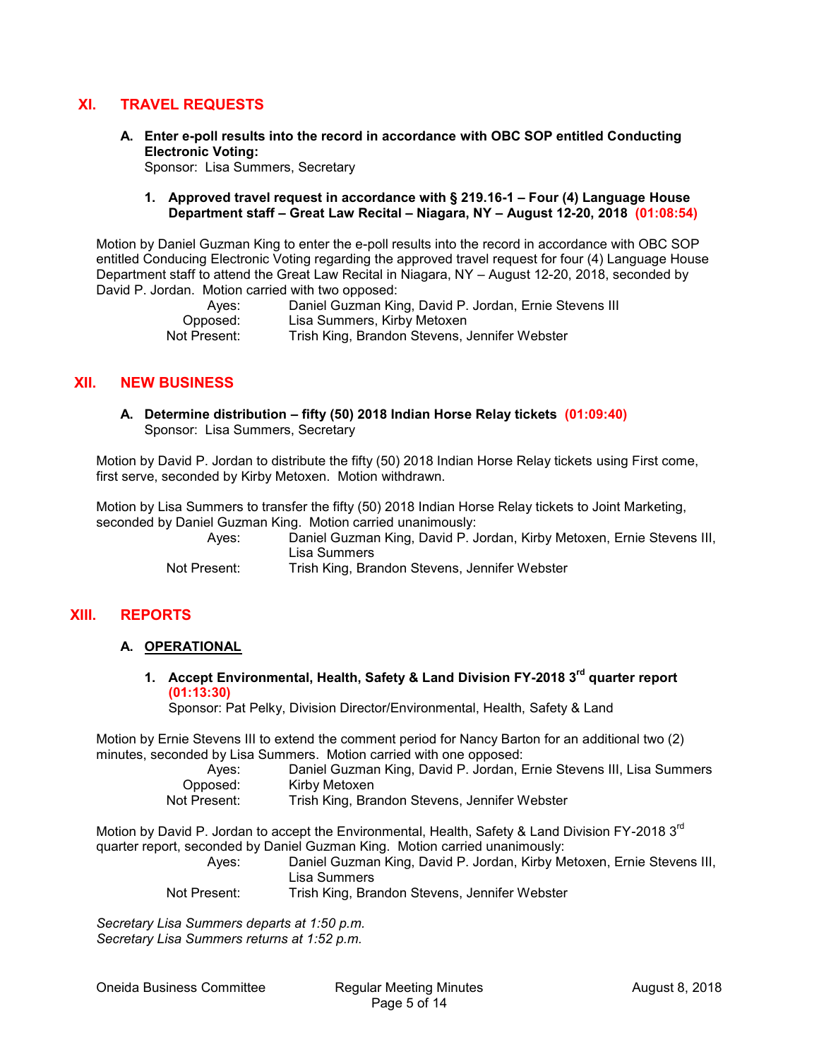## XI. TRAVEL REQUESTS

**A. Enter e-poll results into the record in accordance with OBC SOP entitled Conducting Electronic Voting:**
Sponsor: Lisa Summers, Secretary

**1. Approved travel request in accordance with § 219.16-1 – Four (4) Language House Department staff – Great Law Recital – Niagara, NY – August 12-20, 2018 (01:08:54)**

Motion by Daniel Guzman King to enter the e-poll results into the record in accordance with OBC SOP entitled Conducing Electronic Voting regarding the approved travel request for four (4) Language House Department staff to attend the Great Law Recital in Niagara, NY – August 12-20, 2018, seconded by David P. Jordan. Motion carried with two opposed:

| | |
|---|---|
| Ayes: | Daniel Guzman King, David P. Jordan, Ernie Stevens III |
| Opposed: | Lisa Summers, Kirby Metoxen |
| Not Present: | Trish King, Brandon Stevens, Jennifer Webster |

## XII. NEW BUSINESS

**A. Determine distribution – fifty (50) 2018 Indian Horse Relay tickets (01:09:40)**
Sponsor: Lisa Summers, Secretary

Motion by David P. Jordan to distribute the fifty (50) 2018 Indian Horse Relay tickets using First come, first serve, seconded by Kirby Metoxen. Motion withdrawn.

Motion by Lisa Summers to transfer the fifty (50) 2018 Indian Horse Relay tickets to Joint Marketing, seconded by Daniel Guzman King. Motion carried unanimously:

| | |
|---|---|
| Ayes: | Daniel Guzman King, David P. Jordan, Kirby Metoxen, Ernie Stevens III, Lisa Summers |
| Not Present: | Trish King, Brandon Stevens, Jennifer Webster |

## XIII. REPORTS

**A. OPERATIONAL**

**1. Accept Environmental, Health, Safety & Land Division FY-2018 3rd quarter report (01:13:30)**
Sponsor: Pat Pelky, Division Director/Environmental, Health, Safety & Land

Motion by Ernie Stevens III to extend the comment period for Nancy Barton for an additional two (2) minutes, seconded by Lisa Summers. Motion carried with one opposed:

| | |
|---|---|
| Ayes: | Daniel Guzman King, David P. Jordan, Ernie Stevens III, Lisa Summers |
| Opposed: | Kirby Metoxen |
| Not Present: | Trish King, Brandon Stevens, Jennifer Webster |

Motion by David P. Jordan to accept the Environmental, Health, Safety & Land Division FY-2018 3rd quarter report, seconded by Daniel Guzman King. Motion carried unanimously:

| | |
|---|---|
| Ayes: | Daniel Guzman King, David P. Jordan, Kirby Metoxen, Ernie Stevens III, Lisa Summers |
| Not Present: | Trish King, Brandon Stevens, Jennifer Webster |

*Secretary Lisa Summers departs at 1:50 p.m.*
*Secretary Lisa Summers returns at 1:52 p.m.*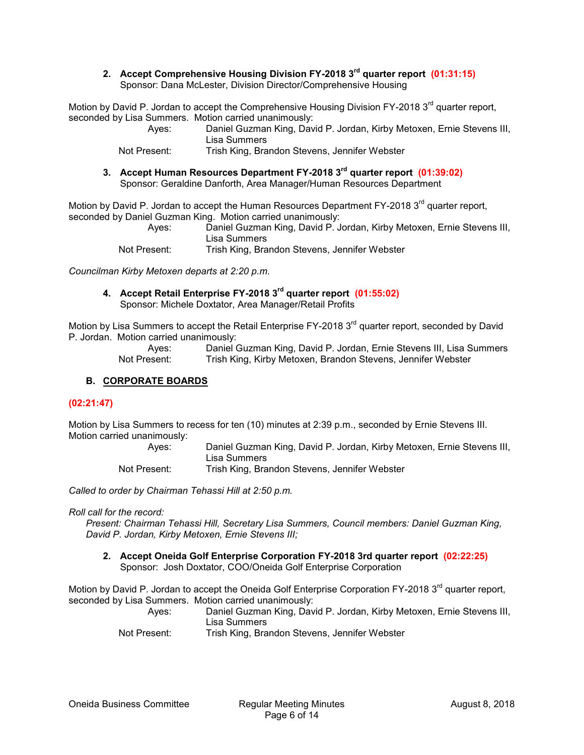**2. Accept Comprehensive Housing Division FY-2018 3rd quarter report (01:31:15)**
Sponsor: Dana McLester, Division Director/Comprehensive Housing

Motion by David P. Jordan to accept the Comprehensive Housing Division FY-2018 3rd quarter report, seconded by Lisa Summers. Motion carried unanimously:

| | |
|---|---|
| Ayes: | Daniel Guzman King, David P. Jordan, Kirby Metoxen, Ernie Stevens III, Lisa Summers |
| Not Present: | Trish King, Brandon Stevens, Jennifer Webster |

**3. Accept Human Resources Department FY-2018 3rd quarter report (01:39:02)**
Sponsor: Geraldine Danforth, Area Manager/Human Resources Department

Motion by David P. Jordan to accept the Human Resources Department FY-2018 3rd quarter report, seconded by Daniel Guzman King. Motion carried unanimously:

| | |
|---|---|
| Ayes: | Daniel Guzman King, David P. Jordan, Kirby Metoxen, Ernie Stevens III, Lisa Summers |
| Not Present: | Trish King, Brandon Stevens, Jennifer Webster |

*Councilman Kirby Metoxen departs at 2:20 p.m.*

**4. Accept Retail Enterprise FY-2018 3rd quarter report (01:55:02)**
Sponsor: Michele Doxtator, Area Manager/Retail Profits

Motion by Lisa Summers to accept the Retail Enterprise FY-2018 3rd quarter report, seconded by David P. Jordan. Motion carried unanimously:

| | |
|---|---|
| Ayes: | Daniel Guzman King, David P. Jordan, Ernie Stevens III, Lisa Summers |
| Not Present: | Trish King, Kirby Metoxen, Brandon Stevens, Jennifer Webster |

## B. CORPORATE BOARDS

**(02:21:47)**

Motion by Lisa Summers to recess for ten (10) minutes at 2:39 p.m., seconded by Ernie Stevens III. Motion carried unanimously:

| | |
|---|---|
| Ayes: | Daniel Guzman King, David P. Jordan, Kirby Metoxen, Ernie Stevens III, Lisa Summers |
| Not Present: | Trish King, Brandon Stevens, Jennifer Webster |

*Called to order by Chairman Tehassi Hill at 2:50 p.m.*

*Roll call for the record:*

*Present: Chairman Tehassi Hill, Secretary Lisa Summers, Council members: Daniel Guzman King, David P. Jordan, Kirby Metoxen, Ernie Stevens III;*

**2. Accept Oneida Golf Enterprise Corporation FY-2018 3rd quarter report (02:22:25)**
Sponsor: Josh Doxtator, COO/Oneida Golf Enterprise Corporation

Motion by David P. Jordan to accept the Oneida Golf Enterprise Corporation FY-2018 3rd quarter report, seconded by Lisa Summers. Motion carried unanimously:

| | |
|---|---|
| Ayes: | Daniel Guzman King, David P. Jordan, Kirby Metoxen, Ernie Stevens III, Lisa Summers |
| Not Present: | Trish King, Brandon Stevens, Jennifer Webster |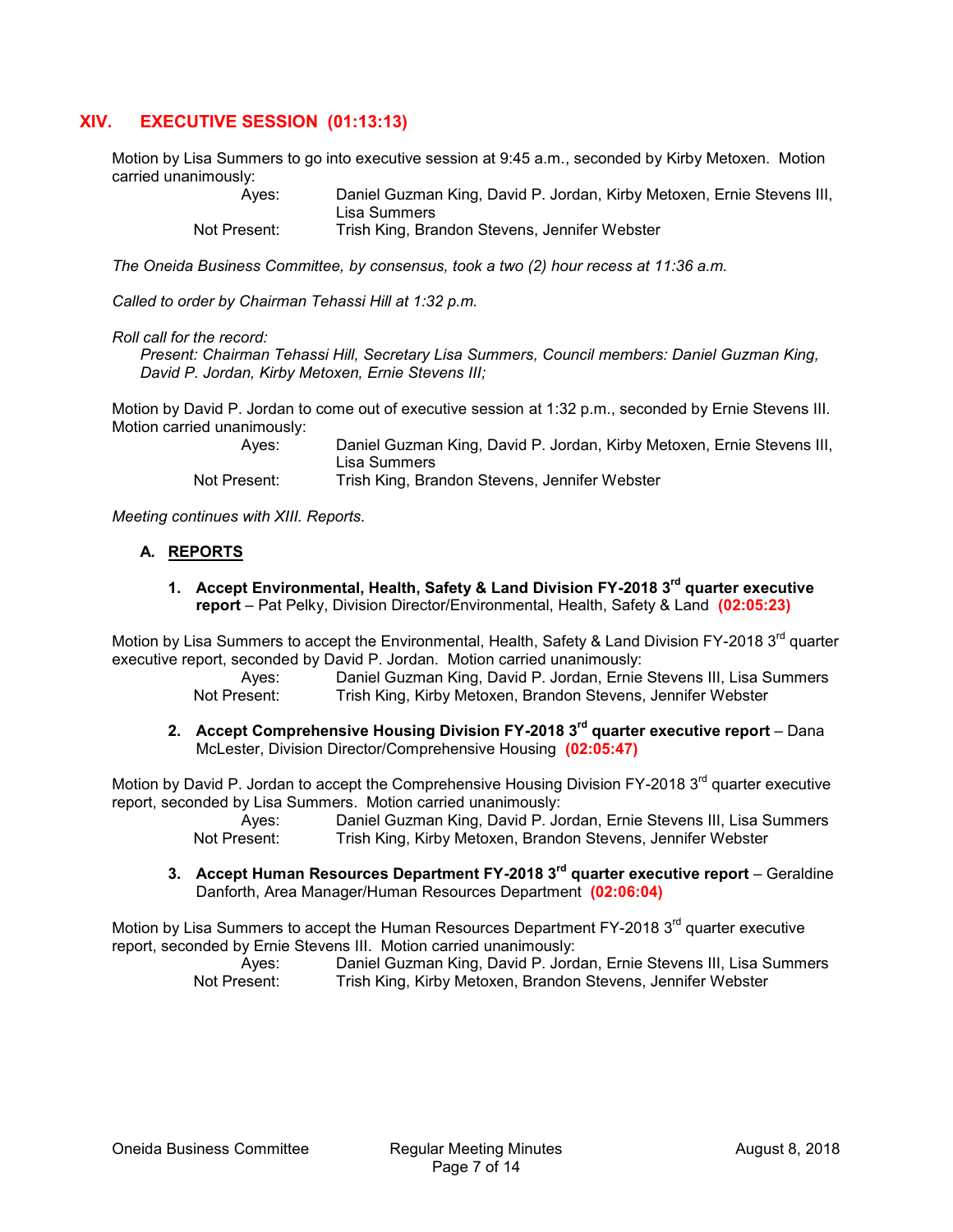## XIV. EXECUTIVE SESSION (01:13:13)

Motion by Lisa Summers to go into executive session at 9:45 a.m., seconded by Kirby Metoxen. Motion carried unanimously:

Ayes: Daniel Guzman King, David P. Jordan, Kirby Metoxen, Ernie Stevens III, Lisa Summers
Not Present: Trish King, Brandon Stevens, Jennifer Webster

*The Oneida Business Committee, by consensus, took a two (2) hour recess at 11:36 a.m.*

*Called to order by Chairman Tehassi Hill at 1:32 p.m.*

*Roll call for the record:*
*Present: Chairman Tehassi Hill, Secretary Lisa Summers, Council members: Daniel Guzman King, David P. Jordan, Kirby Metoxen, Ernie Stevens III;*

Motion by David P. Jordan to come out of executive session at 1:32 p.m., seconded by Ernie Stevens III. Motion carried unanimously:

Ayes: Daniel Guzman King, David P. Jordan, Kirby Metoxen, Ernie Stevens III, Lisa Summers
Not Present: Trish King, Brandon Stevens, Jennifer Webster

*Meeting continues with XIII. Reports.*

### A. REPORTS

1. **Accept Environmental, Health, Safety & Land Division FY-2018 3rd quarter executive report** – Pat Pelky, Division Director/Environmental, Health, Safety & Land **(02:05:23)**

Motion by Lisa Summers to accept the Environmental, Health, Safety & Land Division FY-2018 3rd quarter executive report, seconded by David P. Jordan. Motion carried unanimously:

Ayes: Daniel Guzman King, David P. Jordan, Ernie Stevens III, Lisa Summers
Not Present: Trish King, Kirby Metoxen, Brandon Stevens, Jennifer Webster

2. **Accept Comprehensive Housing Division FY-2018 3rd quarter executive report** – Dana McLester, Division Director/Comprehensive Housing **(02:05:47)**

Motion by David P. Jordan to accept the Comprehensive Housing Division FY-2018 3rd quarter executive report, seconded by Lisa Summers. Motion carried unanimously:

Ayes: Daniel Guzman King, David P. Jordan, Ernie Stevens III, Lisa Summers
Not Present: Trish King, Kirby Metoxen, Brandon Stevens, Jennifer Webster

3. **Accept Human Resources Department FY-2018 3rd quarter executive report** – Geraldine Danforth, Area Manager/Human Resources Department **(02:06:04)**

Motion by Lisa Summers to accept the Human Resources Department FY-2018 3rd quarter executive report, seconded by Ernie Stevens III. Motion carried unanimously:

Ayes: Daniel Guzman King, David P. Jordan, Ernie Stevens III, Lisa Summers
Not Present: Trish King, Kirby Metoxen, Brandon Stevens, Jennifer Webster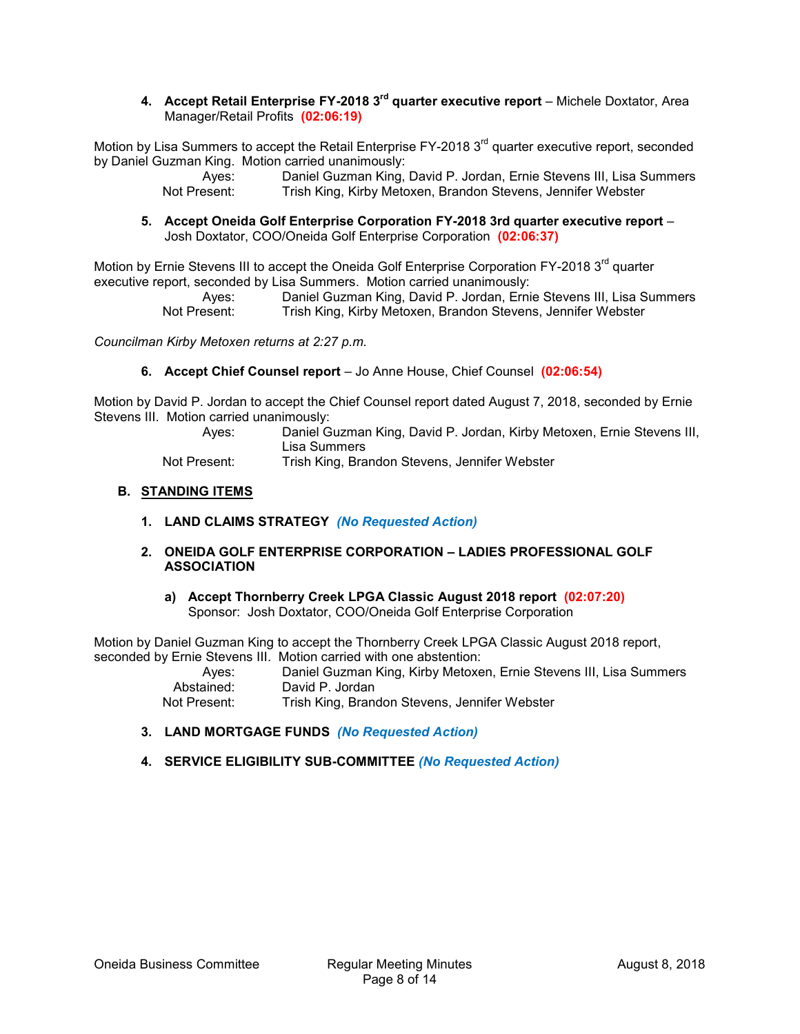4. **Accept Retail Enterprise FY-2018 3rd quarter executive report** – Michele Doxtator, Area Manager/Retail Profits **(02:06:19)**

Motion by Lisa Summers to accept the Retail Enterprise FY-2018 3rd quarter executive report, seconded by Daniel Guzman King. Motion carried unanimously:

Ayes: Daniel Guzman King, David P. Jordan, Ernie Stevens III, Lisa Summers
Not Present: Trish King, Kirby Metoxen, Brandon Stevens, Jennifer Webster

5. **Accept Oneida Golf Enterprise Corporation FY-2018 3rd quarter executive report** – Josh Doxtator, COO/Oneida Golf Enterprise Corporation **(02:06:37)**

Motion by Ernie Stevens III to accept the Oneida Golf Enterprise Corporation FY-2018 3rd quarter executive report, seconded by Lisa Summers. Motion carried unanimously:

Ayes: Daniel Guzman King, David P. Jordan, Ernie Stevens III, Lisa Summers
Not Present: Trish King, Kirby Metoxen, Brandon Stevens, Jennifer Webster

*Councilman Kirby Metoxen returns at 2:27 p.m.*

6. **Accept Chief Counsel report** – Jo Anne House, Chief Counsel **(02:06:54)**

Motion by David P. Jordan to accept the Chief Counsel report dated August 7, 2018, seconded by Ernie Stevens III. Motion carried unanimously:

Ayes: Daniel Guzman King, David P. Jordan, Kirby Metoxen, Ernie Stevens III, Lisa Summers
Not Present: Trish King, Brandon Stevens, Jennifer Webster

## B. STANDING ITEMS

1. **LAND CLAIMS STRATEGY** ***(No Requested Action)***

2. **ONEIDA GOLF ENTERPRISE CORPORATION – LADIES PROFESSIONAL GOLF ASSOCIATION**

   a) **Accept Thornberry Creek LPGA Classic August 2018 report** **(02:07:20)**
   Sponsor: Josh Doxtator, COO/Oneida Golf Enterprise Corporation

Motion by Daniel Guzman King to accept the Thornberry Creek LPGA Classic August 2018 report, seconded by Ernie Stevens III. Motion carried with one abstention:

Ayes: Daniel Guzman King, Kirby Metoxen, Ernie Stevens III, Lisa Summers
Abstained: David P. Jordan
Not Present: Trish King, Brandon Stevens, Jennifer Webster

3. **LAND MORTGAGE FUNDS** ***(No Requested Action)***

4. **SERVICE ELIGIBILITY SUB-COMMITTEE** ***(No Requested Action)***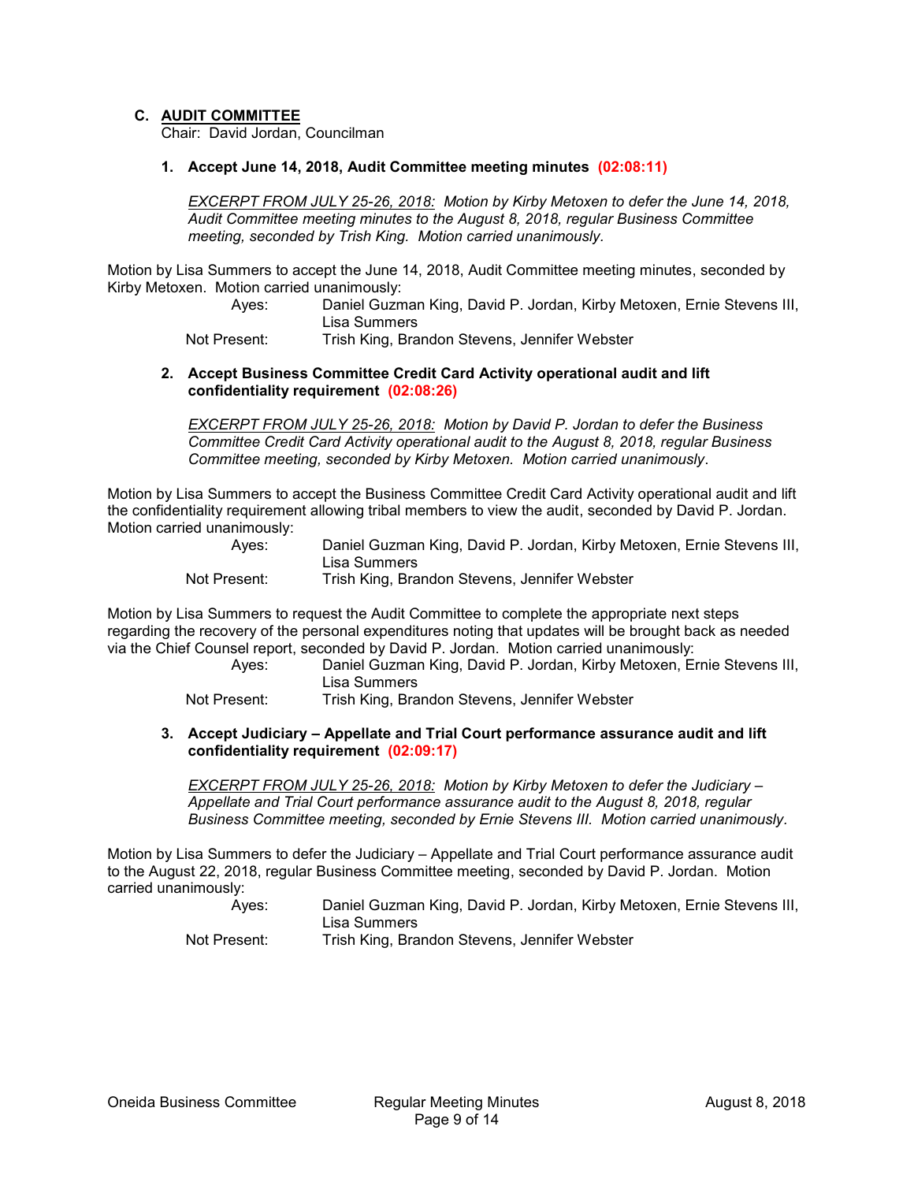### C. AUDIT COMMITTEE

Chair: David Jordan, Councilman

#### 1. Accept June 14, 2018, Audit Committee meeting minutes (02:08:11)

*EXCERPT FROM JULY 25-26, 2018: Motion by Kirby Metoxen to defer the June 14, 2018, Audit Committee meeting minutes to the August 8, 2018, regular Business Committee meeting, seconded by Trish King. Motion carried unanimously.*

Motion by Lisa Summers to accept the June 14, 2018, Audit Committee meeting minutes, seconded by Kirby Metoxen. Motion carried unanimously:

Ayes: Daniel Guzman King, David P. Jordan, Kirby Metoxen, Ernie Stevens III, Lisa Summers
Not Present: Trish King, Brandon Stevens, Jennifer Webster

#### 2. Accept Business Committee Credit Card Activity operational audit and lift confidentiality requirement (02:08:26)

*EXCERPT FROM JULY 25-26, 2018: Motion by David P. Jordan to defer the Business Committee Credit Card Activity operational audit to the August 8, 2018, regular Business Committee meeting, seconded by Kirby Metoxen. Motion carried unanimously.*

Motion by Lisa Summers to accept the Business Committee Credit Card Activity operational audit and lift the confidentiality requirement allowing tribal members to view the audit, seconded by David P. Jordan. Motion carried unanimously:

Ayes: Daniel Guzman King, David P. Jordan, Kirby Metoxen, Ernie Stevens III, Lisa Summers
Not Present: Trish King, Brandon Stevens, Jennifer Webster

Motion by Lisa Summers to request the Audit Committee to complete the appropriate next steps regarding the recovery of the personal expenditures noting that updates will be brought back as needed via the Chief Counsel report, seconded by David P. Jordan. Motion carried unanimously:

Ayes: Daniel Guzman King, David P. Jordan, Kirby Metoxen, Ernie Stevens III, Lisa Summers
Not Present: Trish King, Brandon Stevens, Jennifer Webster

#### 3. Accept Judiciary – Appellate and Trial Court performance assurance audit and lift confidentiality requirement (02:09:17)

*EXCERPT FROM JULY 25-26, 2018: Motion by Kirby Metoxen to defer the Judiciary – Appellate and Trial Court performance assurance audit to the August 8, 2018, regular Business Committee meeting, seconded by Ernie Stevens III. Motion carried unanimously.*

Motion by Lisa Summers to defer the Judiciary – Appellate and Trial Court performance assurance audit to the August 22, 2018, regular Business Committee meeting, seconded by David P. Jordan. Motion carried unanimously:

Ayes: Daniel Guzman King, David P. Jordan, Kirby Metoxen, Ernie Stevens III, Lisa Summers
Not Present: Trish King, Brandon Stevens, Jennifer Webster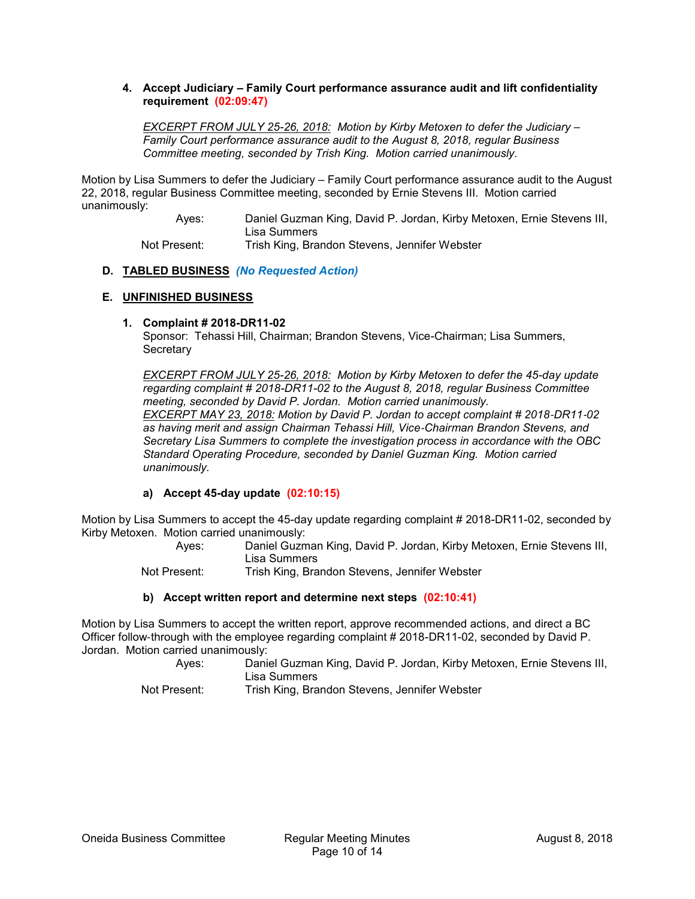**4. Accept Judiciary – Family Court performance assurance audit and lift confidentiality requirement (02:09:47)**

*EXCERPT FROM JULY 25-26, 2018: Motion by Kirby Metoxen to defer the Judiciary – Family Court performance assurance audit to the August 8, 2018, regular Business Committee meeting, seconded by Trish King. Motion carried unanimously.*

Motion by Lisa Summers to defer the Judiciary – Family Court performance assurance audit to the August 22, 2018, regular Business Committee meeting, seconded by Ernie Stevens III. Motion carried unanimously:

| | |
|---|---|
| Ayes: | Daniel Guzman King, David P. Jordan, Kirby Metoxen, Ernie Stevens III, Lisa Summers |
| Not Present: | Trish King, Brandon Stevens, Jennifer Webster |

## D. TABLED BUSINESS *(No Requested Action)*

## E. UNFINISHED BUSINESS

**1. Complaint # 2018-DR11-02**
Sponsor: Tehassi Hill, Chairman; Brandon Stevens, Vice-Chairman; Lisa Summers, Secretary

*EXCERPT FROM JULY 25-26, 2018: Motion by Kirby Metoxen to defer the 45-day update regarding complaint # 2018-DR11-02 to the August 8, 2018, regular Business Committee meeting, seconded by David P. Jordan. Motion carried unanimously.*
*EXCERPT MAY 23, 2018: Motion by David P. Jordan to accept complaint # 2018-DR11-02 as having merit and assign Chairman Tehassi Hill, Vice-Chairman Brandon Stevens, and Secretary Lisa Summers to complete the investigation process in accordance with the OBC Standard Operating Procedure, seconded by Daniel Guzman King. Motion carried unanimously.*

**a) Accept 45-day update (02:10:15)**

Motion by Lisa Summers to accept the 45-day update regarding complaint # 2018-DR11-02, seconded by Kirby Metoxen. Motion carried unanimously:

| | |
|---|---|
| Ayes: | Daniel Guzman King, David P. Jordan, Kirby Metoxen, Ernie Stevens III, Lisa Summers |
| Not Present: | Trish King, Brandon Stevens, Jennifer Webster |

**b) Accept written report and determine next steps (02:10:41)**

Motion by Lisa Summers to accept the written report, approve recommended actions, and direct a BC Officer follow-through with the employee regarding complaint # 2018-DR11-02, seconded by David P. Jordan. Motion carried unanimously:

| | |
|---|---|
| Ayes: | Daniel Guzman King, David P. Jordan, Kirby Metoxen, Ernie Stevens III, Lisa Summers |
| Not Present: | Trish King, Brandon Stevens, Jennifer Webster |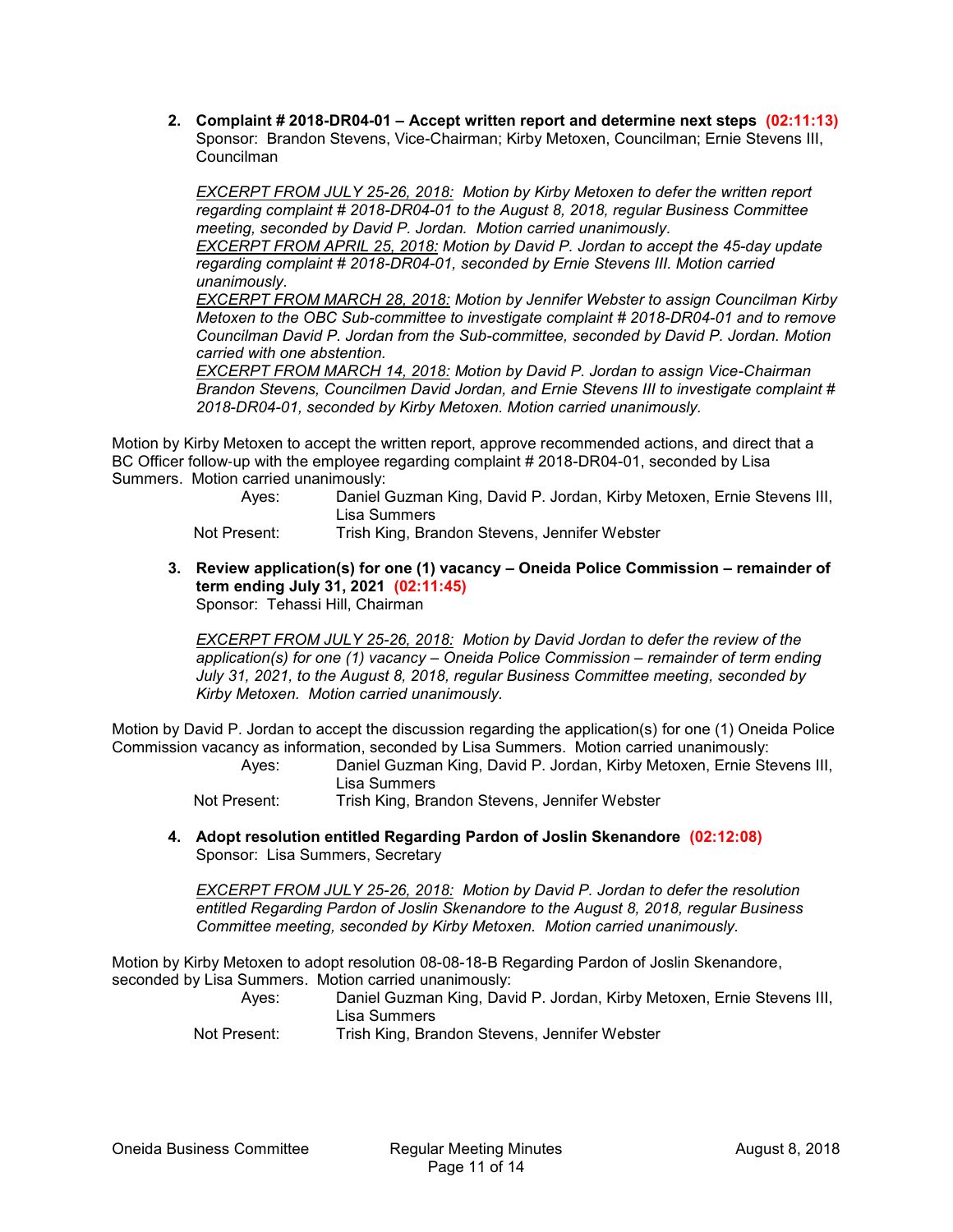**2. Complaint # 2018-DR04-01 – Accept written report and determine next steps (02:11:13)**
Sponsor: Brandon Stevens, Vice-Chairman; Kirby Metoxen, Councilman; Ernie Stevens III, Councilman

*EXCERPT FROM JULY 25-26, 2018: Motion by Kirby Metoxen to defer the written report regarding complaint # 2018-DR04-01 to the August 8, 2018, regular Business Committee meeting, seconded by David P. Jordan. Motion carried unanimously.*
*EXCERPT FROM APRIL 25, 2018: Motion by David P. Jordan to accept the 45-day update regarding complaint # 2018-DR04-01, seconded by Ernie Stevens III. Motion carried unanimously.*
*EXCERPT FROM MARCH 28, 2018: Motion by Jennifer Webster to assign Councilman Kirby Metoxen to the OBC Sub-committee to investigate complaint # 2018-DR04-01 and to remove Councilman David P. Jordan from the Sub-committee, seconded by David P. Jordan. Motion carried with one abstention.*
*EXCERPT FROM MARCH 14, 2018: Motion by David P. Jordan to assign Vice-Chairman Brandon Stevens, Councilmen David Jordan, and Ernie Stevens III to investigate complaint # 2018-DR04-01, seconded by Kirby Metoxen. Motion carried unanimously.*

Motion by Kirby Metoxen to accept the written report, approve recommended actions, and direct that a BC Officer follow-up with the employee regarding complaint # 2018-DR04-01, seconded by Lisa Summers. Motion carried unanimously:

Ayes: Daniel Guzman King, David P. Jordan, Kirby Metoxen, Ernie Stevens III, Lisa Summers
Not Present: Trish King, Brandon Stevens, Jennifer Webster

**3. Review application(s) for one (1) vacancy – Oneida Police Commission – remainder of term ending July 31, 2021 (02:11:45)**
Sponsor: Tehassi Hill, Chairman

*EXCERPT FROM JULY 25-26, 2018: Motion by David Jordan to defer the review of the application(s) for one (1) vacancy – Oneida Police Commission – remainder of term ending July 31, 2021, to the August 8, 2018, regular Business Committee meeting, seconded by Kirby Metoxen. Motion carried unanimously.*

Motion by David P. Jordan to accept the discussion regarding the application(s) for one (1) Oneida Police Commission vacancy as information, seconded by Lisa Summers. Motion carried unanimously:

Ayes: Daniel Guzman King, David P. Jordan, Kirby Metoxen, Ernie Stevens III, Lisa Summers
Not Present: Trish King, Brandon Stevens, Jennifer Webster

**4. Adopt resolution entitled Regarding Pardon of Joslin Skenandore (02:12:08)**
Sponsor: Lisa Summers, Secretary

*EXCERPT FROM JULY 25-26, 2018: Motion by David P. Jordan to defer the resolution entitled Regarding Pardon of Joslin Skenandore to the August 8, 2018, regular Business Committee meeting, seconded by Kirby Metoxen. Motion carried unanimously.*

Motion by Kirby Metoxen to adopt resolution 08-08-18-B Regarding Pardon of Joslin Skenandore, seconded by Lisa Summers. Motion carried unanimously:

Ayes: Daniel Guzman King, David P. Jordan, Kirby Metoxen, Ernie Stevens III, Lisa Summers
Not Present: Trish King, Brandon Stevens, Jennifer Webster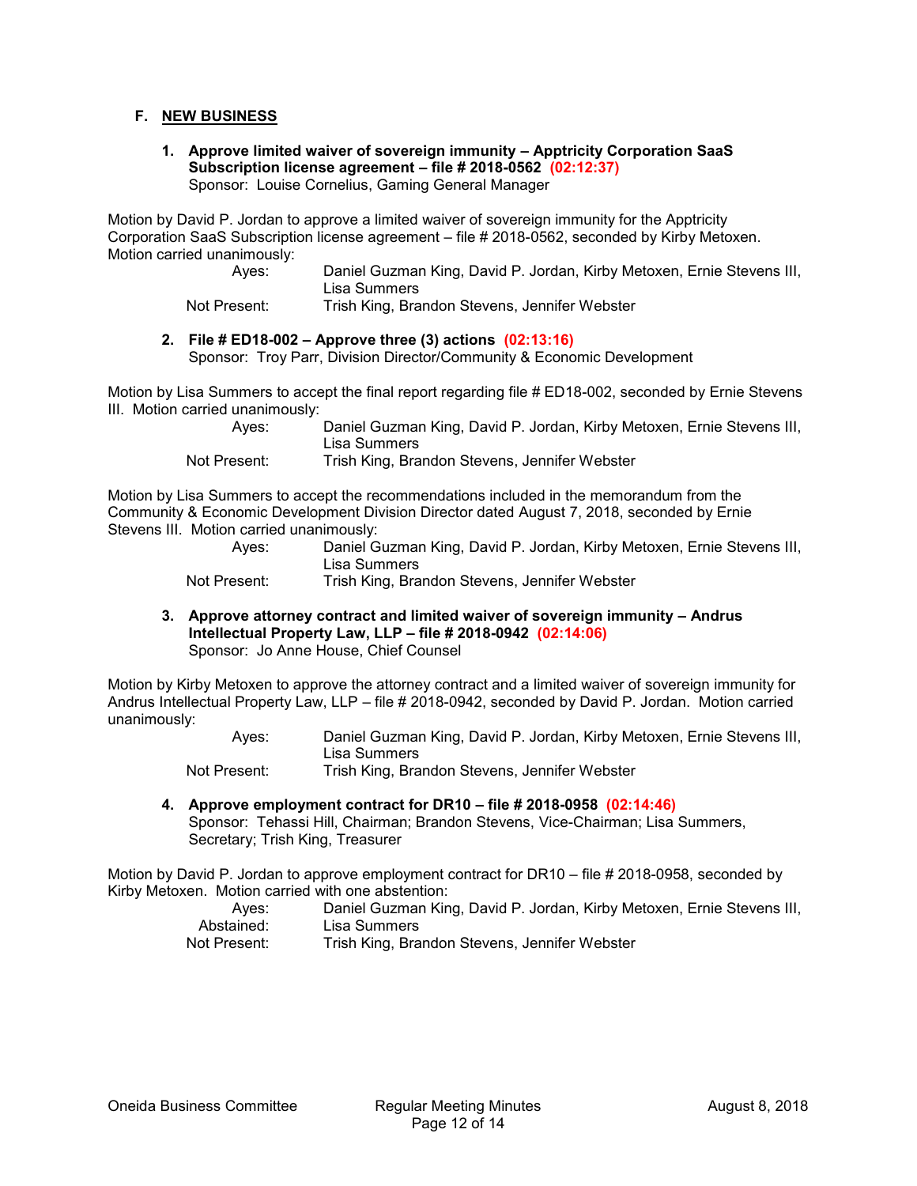## F. NEW BUSINESS

1. **Approve limited waiver of sovereign immunity – Apptricity Corporation SaaS Subscription license agreement – file # 2018-0562 (02:12:37)**
   Sponsor: Louise Cornelius, Gaming General Manager

Motion by David P. Jordan to approve a limited waiver of sovereign immunity for the Apptricity Corporation SaaS Subscription license agreement – file # 2018-0562, seconded by Kirby Metoxen. Motion carried unanimously:

| | |
|---|---|
| Ayes: | Daniel Guzman King, David P. Jordan, Kirby Metoxen, Ernie Stevens III, Lisa Summers |
| Not Present: | Trish King, Brandon Stevens, Jennifer Webster |

2. **File # ED18-002 – Approve three (3) actions (02:13:16)**
   Sponsor: Troy Parr, Division Director/Community & Economic Development

Motion by Lisa Summers to accept the final report regarding file # ED18-002, seconded by Ernie Stevens III. Motion carried unanimously:

| | |
|---|---|
| Ayes: | Daniel Guzman King, David P. Jordan, Kirby Metoxen, Ernie Stevens III, Lisa Summers |
| Not Present: | Trish King, Brandon Stevens, Jennifer Webster |

Motion by Lisa Summers to accept the recommendations included in the memorandum from the Community & Economic Development Division Director dated August 7, 2018, seconded by Ernie Stevens III. Motion carried unanimously:

| | |
|---|---|
| Ayes: | Daniel Guzman King, David P. Jordan, Kirby Metoxen, Ernie Stevens III, Lisa Summers |
| Not Present: | Trish King, Brandon Stevens, Jennifer Webster |

3. **Approve attorney contract and limited waiver of sovereign immunity – Andrus Intellectual Property Law, LLP – file # 2018-0942 (02:14:06)**
   Sponsor: Jo Anne House, Chief Counsel

Motion by Kirby Metoxen to approve the attorney contract and a limited waiver of sovereign immunity for Andrus Intellectual Property Law, LLP – file # 2018-0942, seconded by David P. Jordan. Motion carried unanimously:

| | |
|---|---|
| Ayes: | Daniel Guzman King, David P. Jordan, Kirby Metoxen, Ernie Stevens III, Lisa Summers |
| Not Present: | Trish King, Brandon Stevens, Jennifer Webster |

4. **Approve employment contract for DR10 – file # 2018-0958 (02:14:46)**
   Sponsor: Tehassi Hill, Chairman; Brandon Stevens, Vice-Chairman; Lisa Summers, Secretary; Trish King, Treasurer

Motion by David P. Jordan to approve employment contract for DR10 – file # 2018-0958, seconded by Kirby Metoxen. Motion carried with one abstention:

| | |
|---|---|
| Ayes: | Daniel Guzman King, David P. Jordan, Kirby Metoxen, Ernie Stevens III, |
| Abstained: | Lisa Summers |
| Not Present: | Trish King, Brandon Stevens, Jennifer Webster |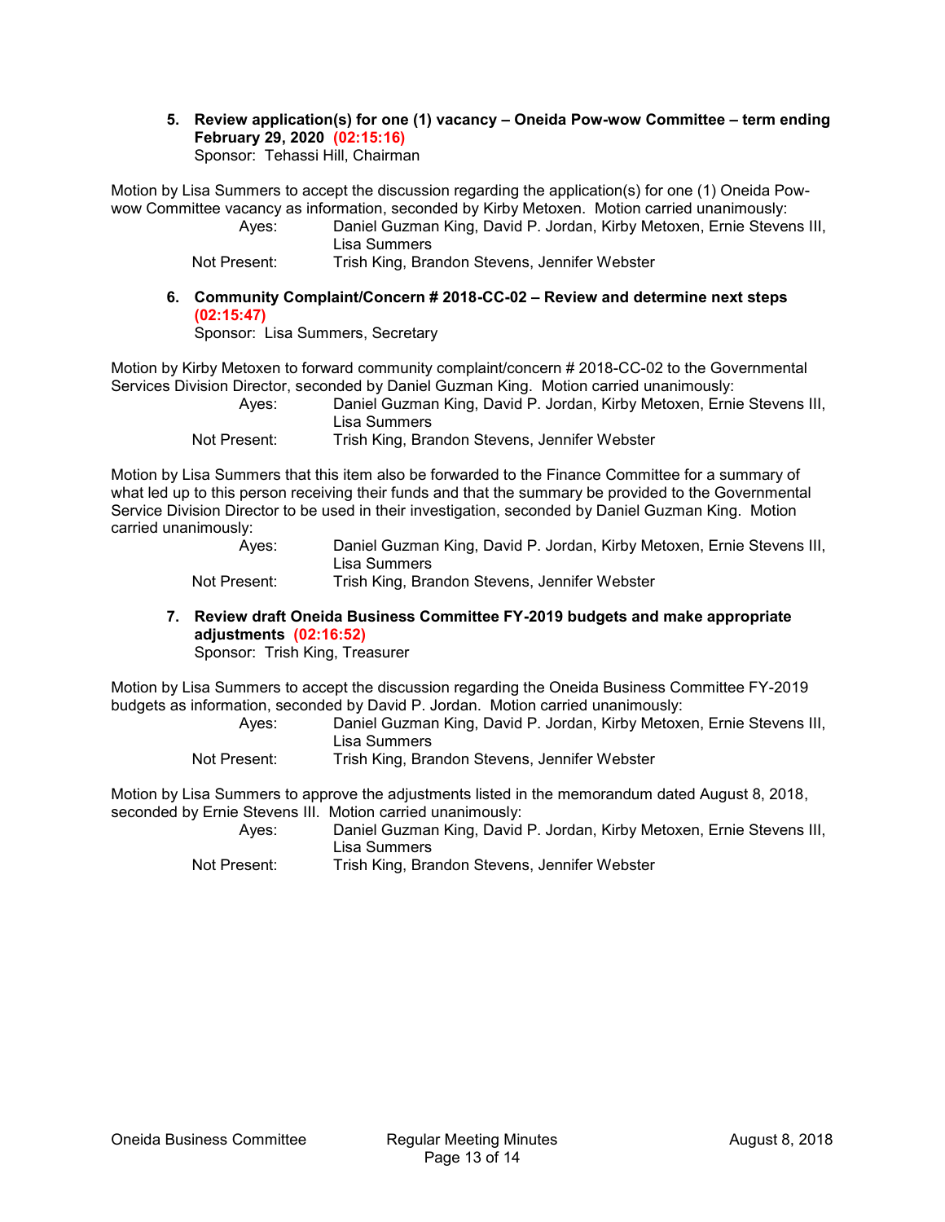**5. Review application(s) for one (1) vacancy – Oneida Pow-wow Committee – term ending February 29, 2020 (02:15:16)**
Sponsor: Tehassi Hill, Chairman

Motion by Lisa Summers to accept the discussion regarding the application(s) for one (1) Oneida Pow-wow Committee vacancy as information, seconded by Kirby Metoxen. Motion carried unanimously:

Ayes: Daniel Guzman King, David P. Jordan, Kirby Metoxen, Ernie Stevens III, Lisa Summers
Not Present: Trish King, Brandon Stevens, Jennifer Webster

**6. Community Complaint/Concern # 2018-CC-02 – Review and determine next steps (02:15:47)**
Sponsor: Lisa Summers, Secretary

Motion by Kirby Metoxen to forward community complaint/concern # 2018-CC-02 to the Governmental Services Division Director, seconded by Daniel Guzman King. Motion carried unanimously:

Ayes: Daniel Guzman King, David P. Jordan, Kirby Metoxen, Ernie Stevens III, Lisa Summers
Not Present: Trish King, Brandon Stevens, Jennifer Webster

Motion by Lisa Summers that this item also be forwarded to the Finance Committee for a summary of what led up to this person receiving their funds and that the summary be provided to the Governmental Service Division Director to be used in their investigation, seconded by Daniel Guzman King. Motion carried unanimously:

Ayes: Daniel Guzman King, David P. Jordan, Kirby Metoxen, Ernie Stevens III, Lisa Summers
Not Present: Trish King, Brandon Stevens, Jennifer Webster

**7. Review draft Oneida Business Committee FY-2019 budgets and make appropriate adjustments (02:16:52)**
Sponsor: Trish King, Treasurer

Motion by Lisa Summers to accept the discussion regarding the Oneida Business Committee FY-2019 budgets as information, seconded by David P. Jordan. Motion carried unanimously:

Ayes: Daniel Guzman King, David P. Jordan, Kirby Metoxen, Ernie Stevens III, Lisa Summers
Not Present: Trish King, Brandon Stevens, Jennifer Webster

Motion by Lisa Summers to approve the adjustments listed in the memorandum dated August 8, 2018, seconded by Ernie Stevens III. Motion carried unanimously:

Ayes: Daniel Guzman King, David P. Jordan, Kirby Metoxen, Ernie Stevens III, Lisa Summers
Not Present: Trish King, Brandon Stevens, Jennifer Webster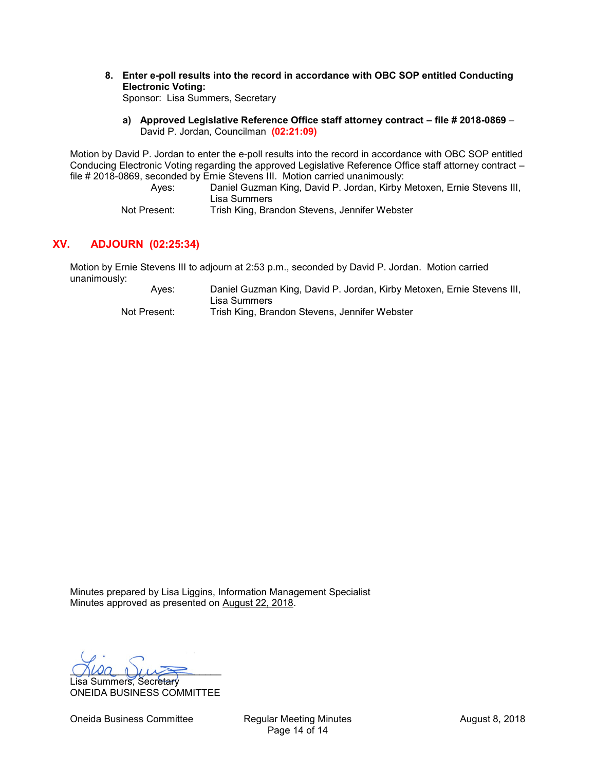8. **Enter e-poll results into the record in accordance with OBC SOP entitled Conducting Electronic Voting:**
   Sponsor: Lisa Summers, Secretary

   a) **Approved Legislative Reference Office staff attorney contract – file # 2018-0869** – David P. Jordan, Councilman **(02:21:09)**

Motion by David P. Jordan to enter the e-poll results into the record in accordance with OBC SOP entitled Conducing Electronic Voting regarding the approved Legislative Reference Office staff attorney contract – file # 2018-0869, seconded by Ernie Stevens III. Motion carried unanimously:

| | |
|---|---|
| Ayes: | Daniel Guzman King, David P. Jordan, Kirby Metoxen, Ernie Stevens III, Lisa Summers |
| Not Present: | Trish King, Brandon Stevens, Jennifer Webster |

## XV. ADJOURN (02:25:34)

Motion by Ernie Stevens III to adjourn at 2:53 p.m., seconded by David P. Jordan. Motion carried unanimously:

| | |
|---|---|
| Ayes: | Daniel Guzman King, David P. Jordan, Kirby Metoxen, Ernie Stevens III, Lisa Summers |
| Not Present: | Trish King, Brandon Stevens, Jennifer Webster |

Minutes prepared by Lisa Liggins, Information Management Specialist
Minutes approved as presented on August 22, 2018.

Lisa Summers, Secretary
ONEIDA BUSINESS COMMITTEE